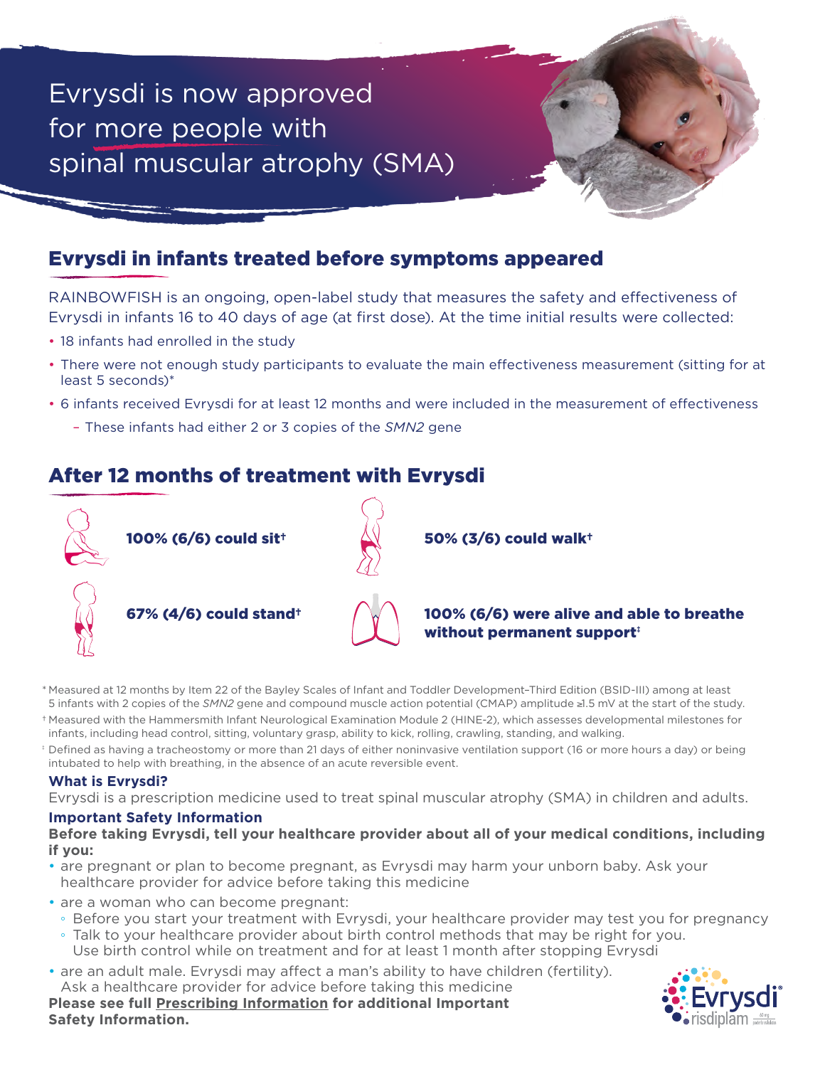# Evrysdi is now approved for more people with spinal muscular atrophy (SMA)

## Evrysdi in infants treated before symptoms appeared

RAINBOWFISH is an ongoing, open-label study that measures the safety and effectiveness of Evrysdi in infants 16 to 40 days of age (at first dose). At the time initial results were collected:

- 18 infants had enrolled in the study
- There were not enough study participants to evaluate the main effectiveness measurement (sitting for at least 5 seconds)*
- 6 infants received Evrysdi for at least 12 months and were included in the measurement of effectiveness
  - These infants had either 2 or 3 copies of the *SMN2* gene

## After 12 months of treatment with Evrysdi

**100% (6/6) could sit†**

**50% (3/6) could walk†**

**67% (4/6) could stand†**

**100% (6/6) were alive and able to breathe without permanent support‡**

\* Measured at 12 months by Item 22 of the Bayley Scales of Infant and Toddler Development–Third Edition (BSID-III) among at least 5 infants with 2 copies of the *SMN2* gene and compound muscle action potential (CMAP) amplitude ≥1.5 mV at the start of the study.

† Measured with the Hammersmith Infant Neurological Examination Module 2 (HINE-2), which assesses developmental milestones for infants, including head control, sitting, voluntary grasp, ability to kick, rolling, crawling, standing, and walking.

‡ Defined as having a tracheostomy or more than 21 days of either noninvasive ventilation support (16 or more hours a day) or being intubated to help with breathing, in the absence of an acute reversible event.

### What is Evrysdi?

Evrysdi is a prescription medicine used to treat spinal muscular atrophy (SMA) in children and adults.

### Important Safety Information

**Before taking Evrysdi, tell your healthcare provider about all of your medical conditions, including if you:**

- are pregnant or plan to become pregnant, as Evrysdi may harm your unborn baby. Ask your healthcare provider for advice before taking this medicine
- are a woman who can become pregnant:
  - Before you start your treatment with Evrysdi, your healthcare provider may test you for pregnancy
  - Talk to your healthcare provider about birth control methods that may be right for you. Use birth control while on treatment and for at least 1 month after stopping Evrysdi
- are an adult male. Evrysdi may affect a man's ability to have children (fertility). Ask a healthcare provider for advice before taking this medicine

**Please see full Prescribing Information for additional Important Safety Information.**

Evrysdi® risdiplam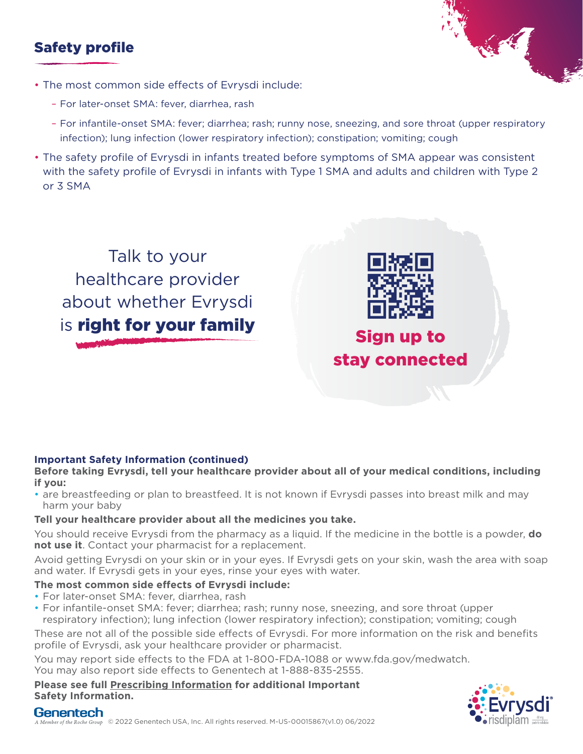## Safety profile

- The most common side effects of Evrysdi include:
  - For later-onset SMA: fever, diarrhea, rash
  - For infantile-onset SMA: fever; diarrhea; rash; runny nose, sneezing, and sore throat (upper respiratory infection); lung infection (lower respiratory infection); constipation; vomiting; cough
- The safety profile of Evrysdi in infants treated before symptoms of SMA appear was consistent with the safety profile of Evrysdi in infants with Type 1 SMA and adults and children with Type 2 or 3 SMA

Talk to your healthcare provider about whether Evrysdi is **right for your family**

**Sign up to stay connected**

**Important Safety Information (continued)**

**Before taking Evrysdi, tell your healthcare provider about all of your medical conditions, including if you:**

- are breastfeeding or plan to breastfeed. It is not known if Evrysdi passes into breast milk and may harm your baby

**Tell your healthcare provider about all the medicines you take.**

You should receive Evrysdi from the pharmacy as a liquid. If the medicine in the bottle is a powder, **do not use it**. Contact your pharmacist for a replacement.

Avoid getting Evrysdi on your skin or in your eyes. If Evrysdi gets on your skin, wash the area with soap and water. If Evrysdi gets in your eyes, rinse your eyes with water.

**The most common side effects of Evrysdi include:**

- For later-onset SMA: fever, diarrhea, rash
- For infantile-onset SMA: fever; diarrhea; rash; runny nose, sneezing, and sore throat (upper respiratory infection); lung infection (lower respiratory infection); constipation; vomiting; cough

These are not all of the possible side effects of Evrysdi. For more information on the risk and benefits profile of Evrysdi, ask your healthcare provider or pharmacist.

You may report side effects to the FDA at 1-800-FDA-1088 or www.fda.gov/medwatch.
You may also report side effects to Genentech at 1-888-835-2555.

**Please see full Prescribing Information for additional Important Safety Information.**

Genentech
*A Member of the Roche Group* © 2022 Genentech USA, Inc. All rights reserved. M-US-00015867(v1.0) 06/2022

Evrysdi® risdiplam